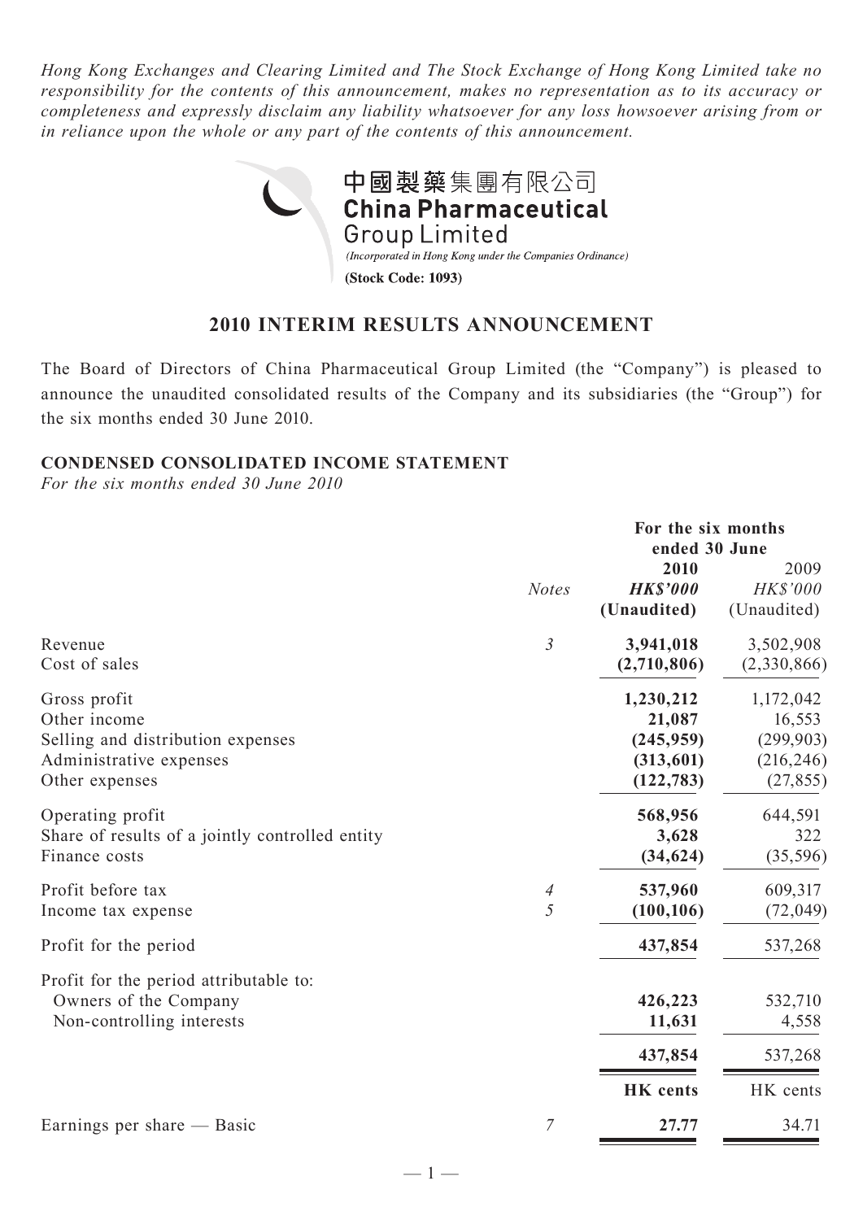*Hong Kong Exchanges and Clearing Limited and The Stock Exchange of Hong Kong Limited take no responsibility for the contents of this announcement, makes no representation as to its accuracy or completeness and expressly disclaim any liability whatsoever for any loss howsoever arising from or in reliance upon the whole or any part of the contents of this announcement.*

中國製藥集團有限公司
**China Pharmaceutical Group Limited**
*(Incorporated in Hong Kong under the Companies Ordinance)*
**(Stock Code: 1093)**

# 2010 INTERIM RESULTS ANNOUNCEMENT

The Board of Directors of China Pharmaceutical Group Limited (the "Company") is pleased to announce the unaudited consolidated results of the Company and its subsidiaries (the "Group") for the six months ended 30 June 2010.

## CONDENSED CONSOLIDATED INCOME STATEMENT

*For the six months ended 30 June 2010*

| | *Notes* | For the six months ended 30 June 2010 *HK$'000* (Unaudited) | 2009 *HK$'000* (Unaudited) |
|---|---|---|---|
| Revenue | *3* | **3,941,018** | 3,502,908 |
| Cost of sales | | **(2,710,806)** | (2,330,866) |
| Gross profit | | **1,230,212** | 1,172,042 |
| Other income | | **21,087** | 16,553 |
| Selling and distribution expenses | | **(245,959)** | (299,903) |
| Administrative expenses | | **(313,601)** | (216,246) |
| Other expenses | | **(122,783)** | (27,855) |
| Operating profit | | **568,956** | 644,591 |
| Share of results of a jointly controlled entity | | **3,628** | 322 |
| Finance costs | | **(34,624)** | (35,596) |
| Profit before tax | *4* | **537,960** | 609,317 |
| Income tax expense | *5* | **(100,106)** | (72,049) |
| Profit for the period | | **437,854** | 537,268 |
| Profit for the period attributable to: | | | |
| Owners of the Company | | **426,223** | 532,710 |
| Non-controlling interests | | **11,631** | 4,558 |
| | | **437,854** | 537,268 |
| | | **HK cents** | HK cents |
| Earnings per share — Basic | *7* | **27.77** | 34.71 |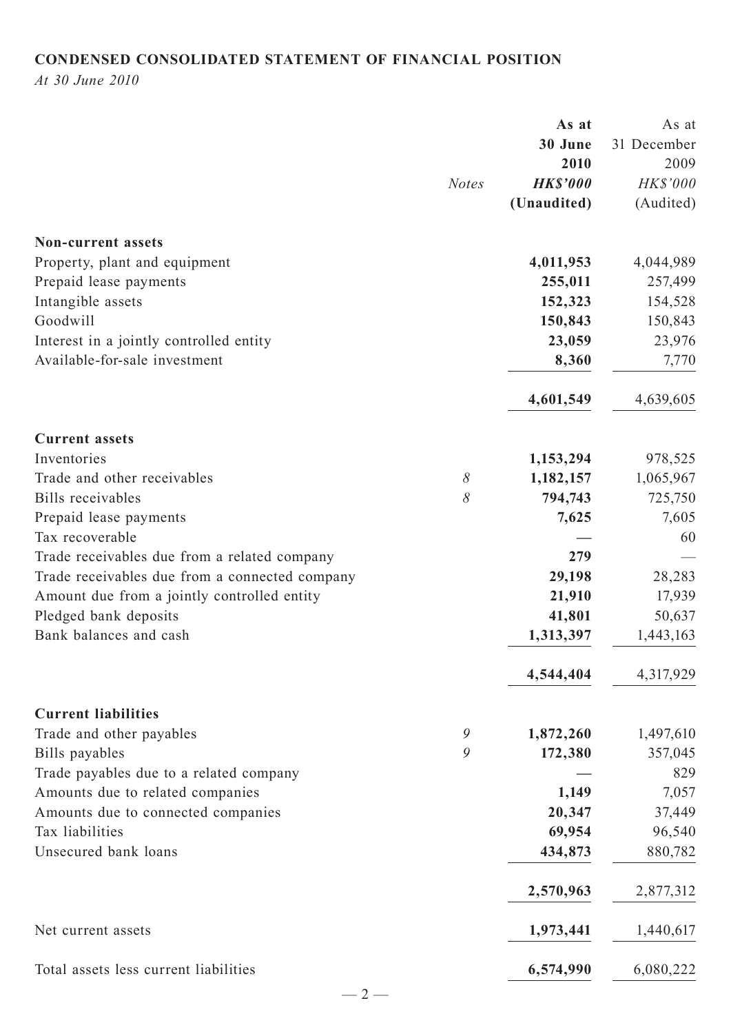## CONDENSED CONSOLIDATED STATEMENT OF FINANCIAL POSITION

*At 30 June 2010*

| | *Notes* | **As at 30 June 2010** **HK$'000** **(Unaudited)** | As at 31 December 2009 *HK$'000* (Audited) |
|---|---|---|---|
| **Non-current assets** | | | |
| Property, plant and equipment | | **4,011,953** | 4,044,989 |
| Prepaid lease payments | | **255,011** | 257,499 |
| Intangible assets | | **152,323** | 154,528 |
| Goodwill | | **150,843** | 150,843 |
| Interest in a jointly controlled entity | | **23,059** | 23,976 |
| Available-for-sale investment | | **8,360** | 7,770 |
| | | **4,601,549** | 4,639,605 |
| **Current assets** | | | |
| Inventories | | **1,153,294** | 978,525 |
| Trade and other receivables | *8* | **1,182,157** | 1,065,967 |
| Bills receivables | *8* | **794,743** | 725,750 |
| Prepaid lease payments | | **7,625** | 7,605 |
| Tax recoverable | | **—** | 60 |
| Trade receivables due from a related company | | **279** | — |
| Trade receivables due from a connected company | | **29,198** | 28,283 |
| Amount due from a jointly controlled entity | | **21,910** | 17,939 |
| Pledged bank deposits | | **41,801** | 50,637 |
| Bank balances and cash | | **1,313,397** | 1,443,163 |
| | | **4,544,404** | 4,317,929 |
| **Current liabilities** | | | |
| Trade and other payables | *9* | **1,872,260** | 1,497,610 |
| Bills payables | *9* | **172,380** | 357,045 |
| Trade payables due to a related company | | **—** | 829 |
| Amounts due to related companies | | **1,149** | 7,057 |
| Amounts due to connected companies | | **20,347** | 37,449 |
| Tax liabilities | | **69,954** | 96,540 |
| Unsecured bank loans | | **434,873** | 880,782 |
| | | **2,570,963** | 2,877,312 |
| Net current assets | | **1,973,441** | 1,440,617 |
| Total assets less current liabilities | | **6,574,990** | 6,080,222 |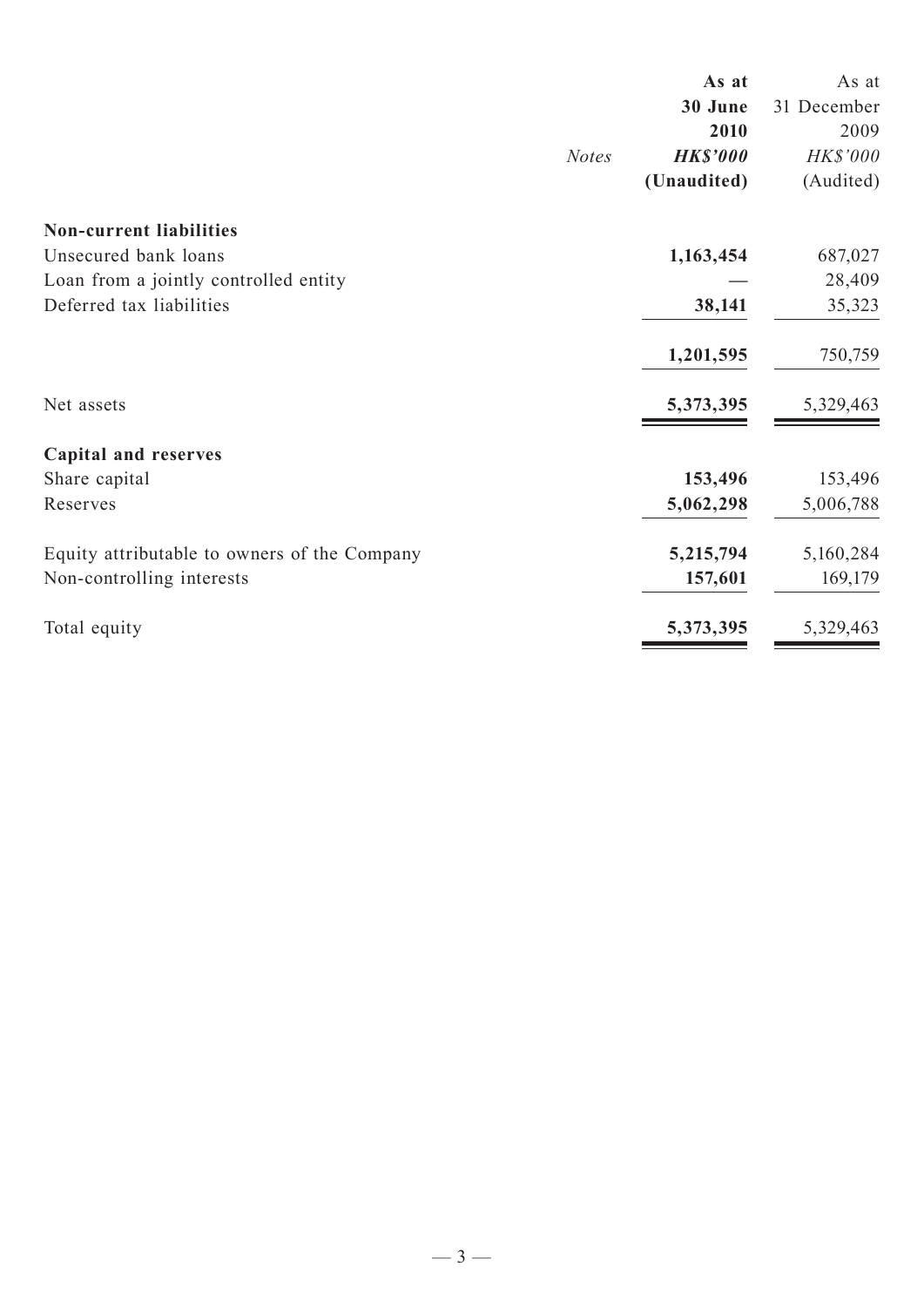|  | *Notes* | **As at 30 June 2010** ***HK$'000*** **(Unaudited)** | As at 31 December 2009 *HK$'000* (Audited) |
|---|---|---|---|
| **Non-current liabilities** |  |  |  |
| Unsecured bank loans |  | **1,163,454** | 687,027 |
| Loan from a jointly controlled entity |  | **—** | 28,409 |
| Deferred tax liabilities |  | **38,141** | 35,323 |
|  |  | **1,201,595** | 750,759 |
| Net assets |  | **5,373,395** | 5,329,463 |
| **Capital and reserves** |  |  |  |
| Share capital |  | **153,496** | 153,496 |
| Reserves |  | **5,062,298** | 5,006,788 |
| Equity attributable to owners of the Company |  | **5,215,794** | 5,160,284 |
| Non-controlling interests |  | **157,601** | 169,179 |
| Total equity |  | **5,373,395** | 5,329,463 |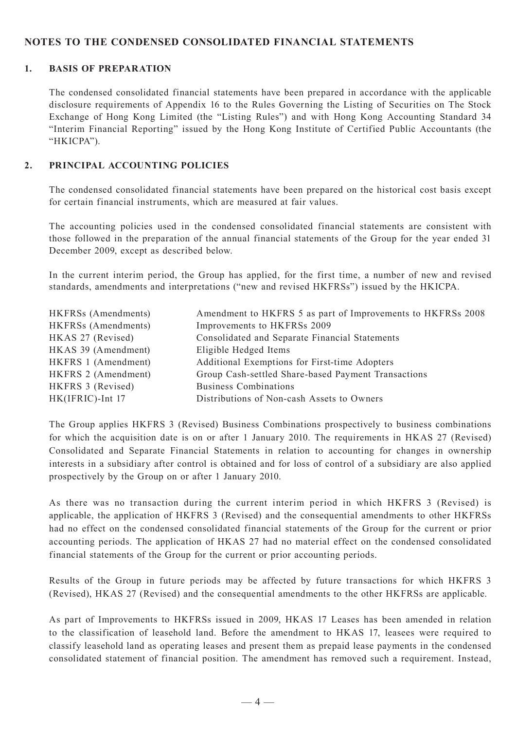## NOTES TO THE CONDENSED CONSOLIDATED FINANCIAL STATEMENTS

### 1. BASIS OF PREPARATION

The condensed consolidated financial statements have been prepared in accordance with the applicable disclosure requirements of Appendix 16 to the Rules Governing the Listing of Securities on The Stock Exchange of Hong Kong Limited (the "Listing Rules") and with Hong Kong Accounting Standard 34 "Interim Financial Reporting" issued by the Hong Kong Institute of Certified Public Accountants (the "HKICPA").

### 2. PRINCIPAL ACCOUNTING POLICIES

The condensed consolidated financial statements have been prepared on the historical cost basis except for certain financial instruments, which are measured at fair values.

The accounting policies used in the condensed consolidated financial statements are consistent with those followed in the preparation of the annual financial statements of the Group for the year ended 31 December 2009, except as described below.

In the current interim period, the Group has applied, for the first time, a number of new and revised standards, amendments and interpretations ("new and revised HKFRSs") issued by the HKICPA.

| | |
|---|---|
| HKFRSs (Amendments) | Amendment to HKFRS 5 as part of Improvements to HKFRSs 2008 |
| HKFRSs (Amendments) | Improvements to HKFRSs 2009 |
| HKAS 27 (Revised) | Consolidated and Separate Financial Statements |
| HKAS 39 (Amendment) | Eligible Hedged Items |
| HKFRS 1 (Amendment) | Additional Exemptions for First-time Adopters |
| HKFRS 2 (Amendment) | Group Cash-settled Share-based Payment Transactions |
| HKFRS 3 (Revised) | Business Combinations |
| HK(IFRIC)-Int 17 | Distributions of Non-cash Assets to Owners |

The Group applies HKFRS 3 (Revised) Business Combinations prospectively to business combinations for which the acquisition date is on or after 1 January 2010. The requirements in HKAS 27 (Revised) Consolidated and Separate Financial Statements in relation to accounting for changes in ownership interests in a subsidiary after control is obtained and for loss of control of a subsidiary are also applied prospectively by the Group on or after 1 January 2010.

As there was no transaction during the current interim period in which HKFRS 3 (Revised) is applicable, the application of HKFRS 3 (Revised) and the consequential amendments to other HKFRSs had no effect on the condensed consolidated financial statements of the Group for the current or prior accounting periods. The application of HKAS 27 had no material effect on the condensed consolidated financial statements of the Group for the current or prior accounting periods.

Results of the Group in future periods may be affected by future transactions for which HKFRS 3 (Revised), HKAS 27 (Revised) and the consequential amendments to the other HKFRSs are applicable.

As part of Improvements to HKFRSs issued in 2009, HKAS 17 Leases has been amended in relation to the classification of leasehold land. Before the amendment to HKAS 17, leasees were required to classify leasehold land as operating leases and present them as prepaid lease payments in the condensed consolidated statement of financial position. The amendment has removed such a requirement. Instead,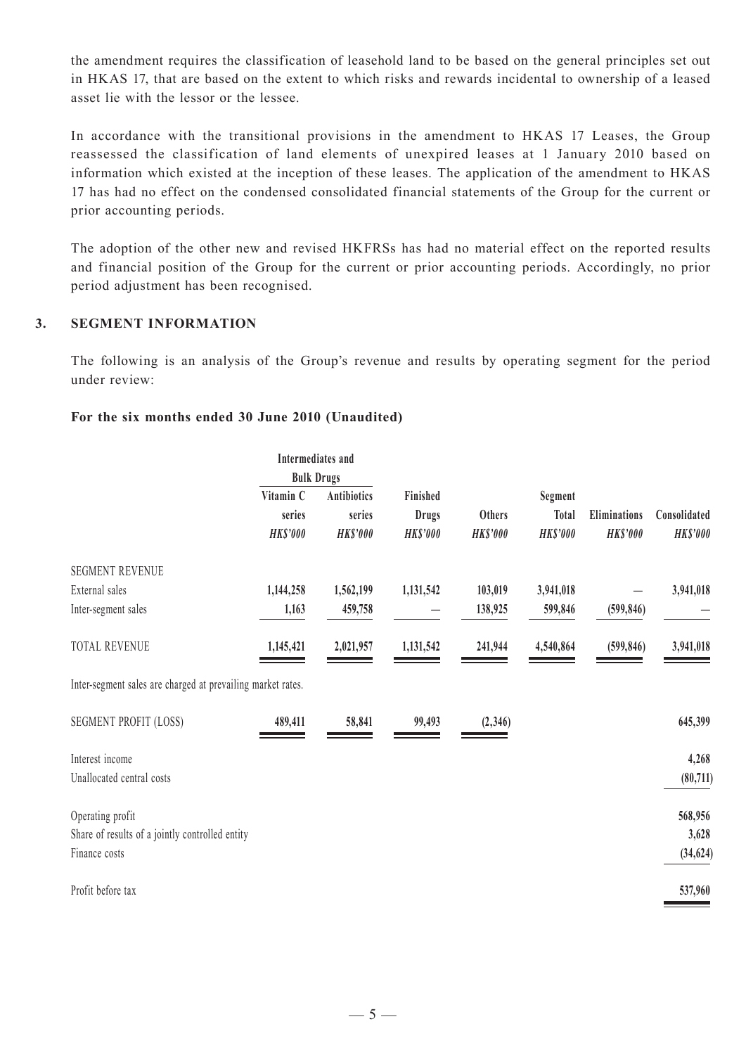the amendment requires the classification of leasehold land to be based on the general principles set out in HKAS 17, that are based on the extent to which risks and rewards incidental to ownership of a leased asset lie with the lessor or the lessee.

In accordance with the transitional provisions in the amendment to HKAS 17 Leases, the Group reassessed the classification of land elements of unexpired leases at 1 January 2010 based on information which existed at the inception of these leases. The application of the amendment to HKAS 17 has had no effect on the condensed consolidated financial statements of the Group for the current or prior accounting periods.

The adoption of the other new and revised HKFRSs has had no material effect on the reported results and financial position of the Group for the current or prior accounting periods. Accordingly, no prior period adjustment has been recognised.

## 3. SEGMENT INFORMATION

The following is an analysis of the Group's revenue and results by operating segment for the period under review:

**For the six months ended 30 June 2010 (Unaudited)**

| | Intermediates and Bulk Drugs | | | | | | |
|---|---|---|---|---|---|---|---|
| | Vitamin C series | Antibiotics series | Finished Drugs | Others | Segment Total | Eliminations | Consolidated |
| | *HK$'000* | *HK$'000* | *HK$'000* | *HK$'000* | *HK$'000* | *HK$'000* | *HK$'000* |
| SEGMENT REVENUE | | | | | | | |
| External sales | **1,144,258** | **1,562,199** | **1,131,542** | **103,019** | **3,941,018** | **—** | **3,941,018** |
| Inter-segment sales | **1,163** | **459,758** | **—** | **138,925** | **599,846** | **(599,846)** | **—** |
| TOTAL REVENUE | **1,145,421** | **2,021,957** | **1,131,542** | **241,944** | **4,540,864** | **(599,846)** | **3,941,018** |
| Inter-segment sales are charged at prevailing market rates. | | | | | | | |
| SEGMENT PROFIT (LOSS) | **489,411** | **58,841** | **99,493** | **(2,346)** | | | **645,399** |
| Interest income | | | | | | | **4,268** |
| Unallocated central costs | | | | | | | **(80,711)** |
| Operating profit | | | | | | | **568,956** |
| Share of results of a jointly controlled entity | | | | | | | **3,628** |
| Finance costs | | | | | | | **(34,624)** |
| Profit before tax | | | | | | | **537,960** |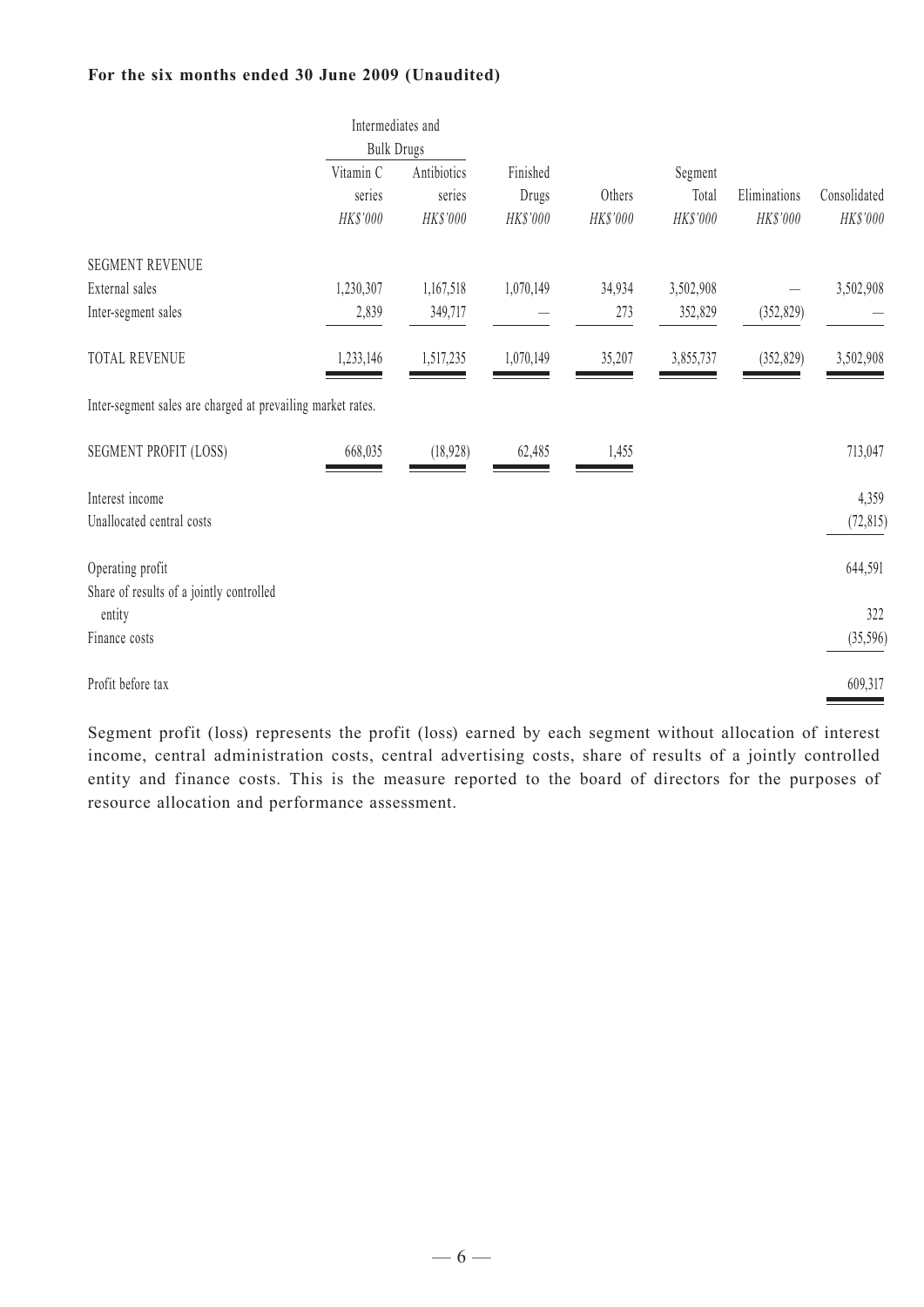**For the six months ended 30 June 2009 (Unaudited)**

| | Intermediates and Bulk Drugs | | | | | | |
|---|---|---|---|---|---|---|---|
| | Vitamin C series | Antibiotics series | Finished Drugs | Others | Segment Total | Eliminations | Consolidated |
| | HK$'000 | HK$'000 | HK$'000 | HK$'000 | HK$'000 | HK$'000 | HK$'000 |
| SEGMENT REVENUE | | | | | | | |
| External sales | 1,230,307 | 1,167,518 | 1,070,149 | 34,934 | 3,502,908 | — | 3,502,908 |
| Inter-segment sales | 2,839 | 349,717 | — | 273 | 352,829 | (352,829) | — |
| TOTAL REVENUE | 1,233,146 | 1,517,235 | 1,070,149 | 35,207 | 3,855,737 | (352,829) | 3,502,908 |
| Inter-segment sales are charged at prevailing market rates. | | | | | | | |
| SEGMENT PROFIT (LOSS) | 668,035 | (18,928) | 62,485 | 1,455 | | | 713,047 |
| Interest income | | | | | | | 4,359 |
| Unallocated central costs | | | | | | | (72,815) |
| Operating profit | | | | | | | 644,591 |
| Share of results of a jointly controlled entity | | | | | | | 322 |
| Finance costs | | | | | | | (35,596) |
| Profit before tax | | | | | | | 609,317 |

Segment profit (loss) represents the profit (loss) earned by each segment without allocation of interest income, central administration costs, central advertising costs, share of results of a jointly controlled entity and finance costs. This is the measure reported to the board of directors for the purposes of resource allocation and performance assessment.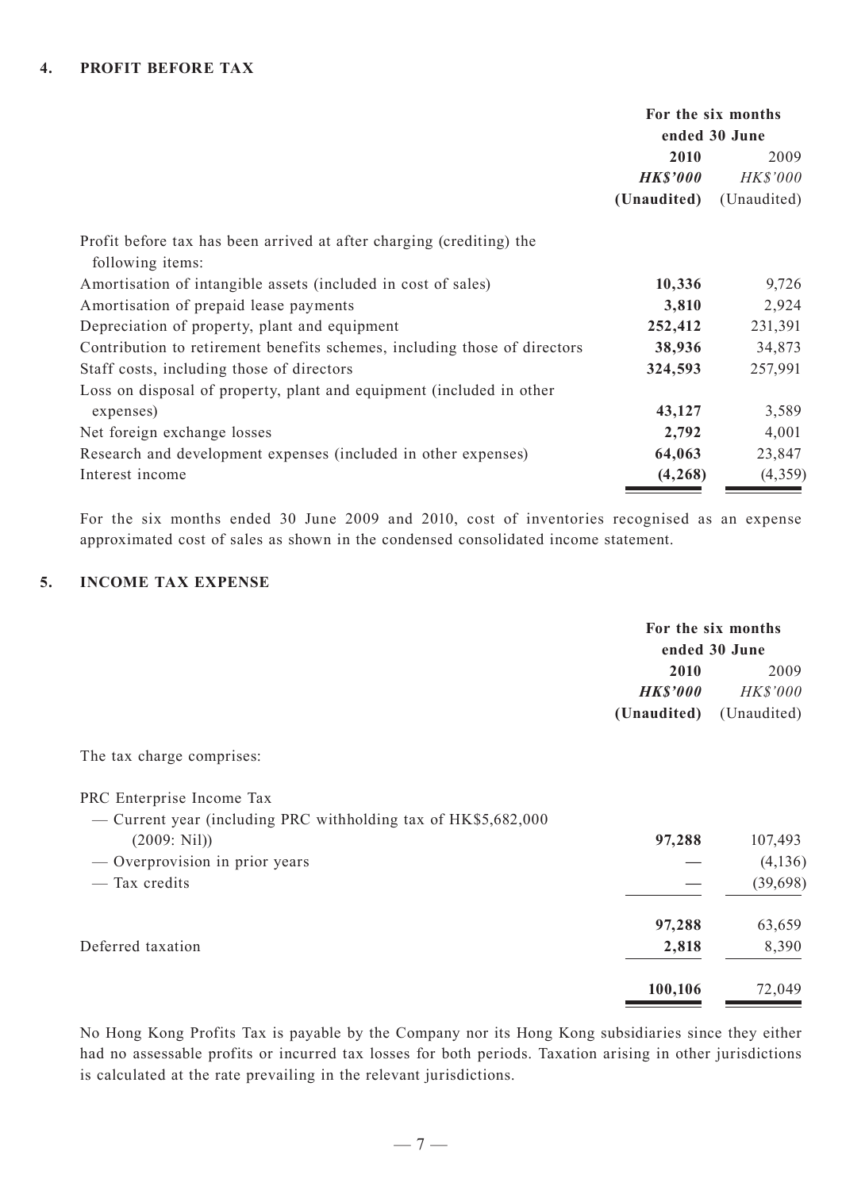## 4. PROFIT BEFORE TAX

| | For the six months ended 30 June | |
|---|---|---|
| | **2010** | 2009 |
| | ***HK$'000*** | *HK$'000* |
| | **(Unaudited)** | (Unaudited) |
| Profit before tax has been arrived at after charging (crediting) the following items: | | |
| Amortisation of intangible assets (included in cost of sales) | **10,336** | 9,726 |
| Amortisation of prepaid lease payments | **3,810** | 2,924 |
| Depreciation of property, plant and equipment | **252,412** | 231,391 |
| Contribution to retirement benefits schemes, including those of directors | **38,936** | 34,873 |
| Staff costs, including those of directors | **324,593** | 257,991 |
| Loss on disposal of property, plant and equipment (included in other expenses) | **43,127** | 3,589 |
| Net foreign exchange losses | **2,792** | 4,001 |
| Research and development expenses (included in other expenses) | **64,063** | 23,847 |
| Interest income | **(4,268)** | (4,359) |

For the six months ended 30 June 2009 and 2010, cost of inventories recognised as an expense approximated cost of sales as shown in the condensed consolidated income statement.

## 5. INCOME TAX EXPENSE

| | For the six months ended 30 June | |
|---|---|---|
| | **2010** | 2009 |
| | ***HK$'000*** | *HK$'000* |
| | **(Unaudited)** | (Unaudited) |
| The tax charge comprises: | | |
| PRC Enterprise Income Tax | | |
| — Current year (including PRC withholding tax of HK$5,682,000 (2009: Nil)) | **97,288** | 107,493 |
| — Overprovision in prior years | **—** | (4,136) |
| — Tax credits | **—** | (39,698) |
| | **97,288** | 63,659 |
| Deferred taxation | **2,818** | 8,390 |
| | **100,106** | 72,049 |

No Hong Kong Profits Tax is payable by the Company nor its Hong Kong subsidiaries since they either had no assessable profits or incurred tax losses for both periods. Taxation arising in other jurisdictions is calculated at the rate prevailing in the relevant jurisdictions.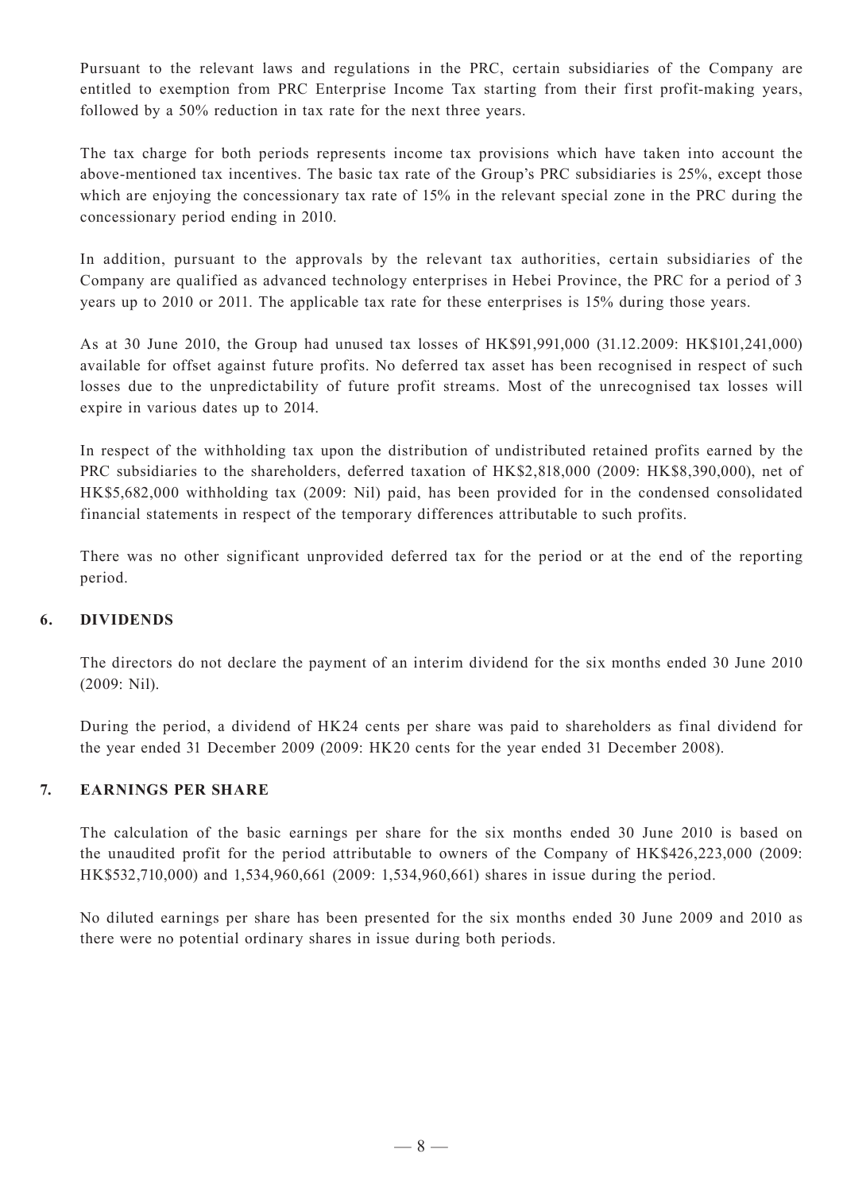Pursuant to the relevant laws and regulations in the PRC, certain subsidiaries of the Company are entitled to exemption from PRC Enterprise Income Tax starting from their first profit-making years, followed by a 50% reduction in tax rate for the next three years.

The tax charge for both periods represents income tax provisions which have taken into account the above-mentioned tax incentives. The basic tax rate of the Group's PRC subsidiaries is 25%, except those which are enjoying the concessionary tax rate of 15% in the relevant special zone in the PRC during the concessionary period ending in 2010.

In addition, pursuant to the approvals by the relevant tax authorities, certain subsidiaries of the Company are qualified as advanced technology enterprises in Hebei Province, the PRC for a period of 3 years up to 2010 or 2011. The applicable tax rate for these enterprises is 15% during those years.

As at 30 June 2010, the Group had unused tax losses of HK$91,991,000 (31.12.2009: HK$101,241,000) available for offset against future profits. No deferred tax asset has been recognised in respect of such losses due to the unpredictability of future profit streams. Most of the unrecognised tax losses will expire in various dates up to 2014.

In respect of the withholding tax upon the distribution of undistributed retained profits earned by the PRC subsidiaries to the shareholders, deferred taxation of HK$2,818,000 (2009: HK$8,390,000), net of HK$5,682,000 withholding tax (2009: Nil) paid, has been provided for in the condensed consolidated financial statements in respect of the temporary differences attributable to such profits.

There was no other significant unprovided deferred tax for the period or at the end of the reporting period.

## 6. DIVIDENDS

The directors do not declare the payment of an interim dividend for the six months ended 30 June 2010 (2009: Nil).

During the period, a dividend of HK24 cents per share was paid to shareholders as final dividend for the year ended 31 December 2009 (2009: HK20 cents for the year ended 31 December 2008).

## 7. EARNINGS PER SHARE

The calculation of the basic earnings per share for the six months ended 30 June 2010 is based on the unaudited profit for the period attributable to owners of the Company of HK$426,223,000 (2009: HK$532,710,000) and 1,534,960,661 (2009: 1,534,960,661) shares in issue during the period.

No diluted earnings per share has been presented for the six months ended 30 June 2009 and 2010 as there were no potential ordinary shares in issue during both periods.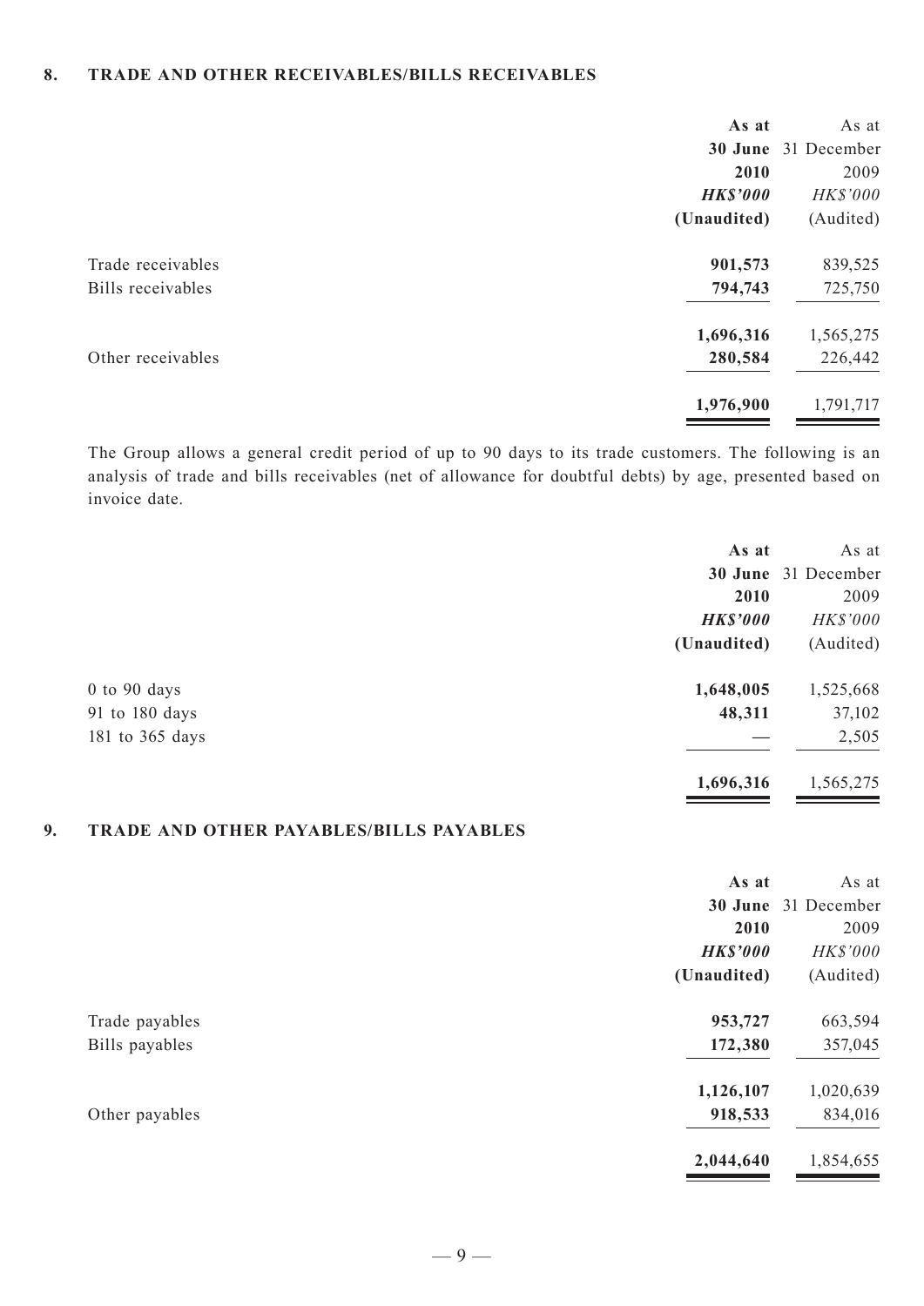## 8. TRADE AND OTHER RECEIVABLES/BILLS RECEIVABLES

| | **As at 30 June 2010** | As at 31 December 2009 |
|---|---|---|
| | ***HK$'000*** | *HK$'000* |
| | **(Unaudited)** | (Audited) |
| Trade receivables | **901,573** | 839,525 |
| Bills receivables | **794,743** | 725,750 |
| | **1,696,316** | 1,565,275 |
| Other receivables | **280,584** | 226,442 |
| | **1,976,900** | 1,791,717 |

The Group allows a general credit period of up to 90 days to its trade customers. The following is an analysis of trade and bills receivables (net of allowance for doubtful debts) by age, presented based on invoice date.

| | **As at 30 June 2010** | As at 31 December 2009 |
|---|---|---|
| | ***HK$'000*** | *HK$'000* |
| | **(Unaudited)** | (Audited) |
| 0 to 90 days | **1,648,005** | 1,525,668 |
| 91 to 180 days | **48,311** | 37,102 |
| 181 to 365 days | **—** | 2,505 |
| | **1,696,316** | 1,565,275 |

## 9. TRADE AND OTHER PAYABLES/BILLS PAYABLES

| | **As at 30 June 2010** | As at 31 December 2009 |
|---|---|---|
| | ***HK$'000*** | *HK$'000* |
| | **(Unaudited)** | (Audited) |
| Trade payables | **953,727** | 663,594 |
| Bills payables | **172,380** | 357,045 |
| | **1,126,107** | 1,020,639 |
| Other payables | **918,533** | 834,016 |
| | **2,044,640** | 1,854,655 |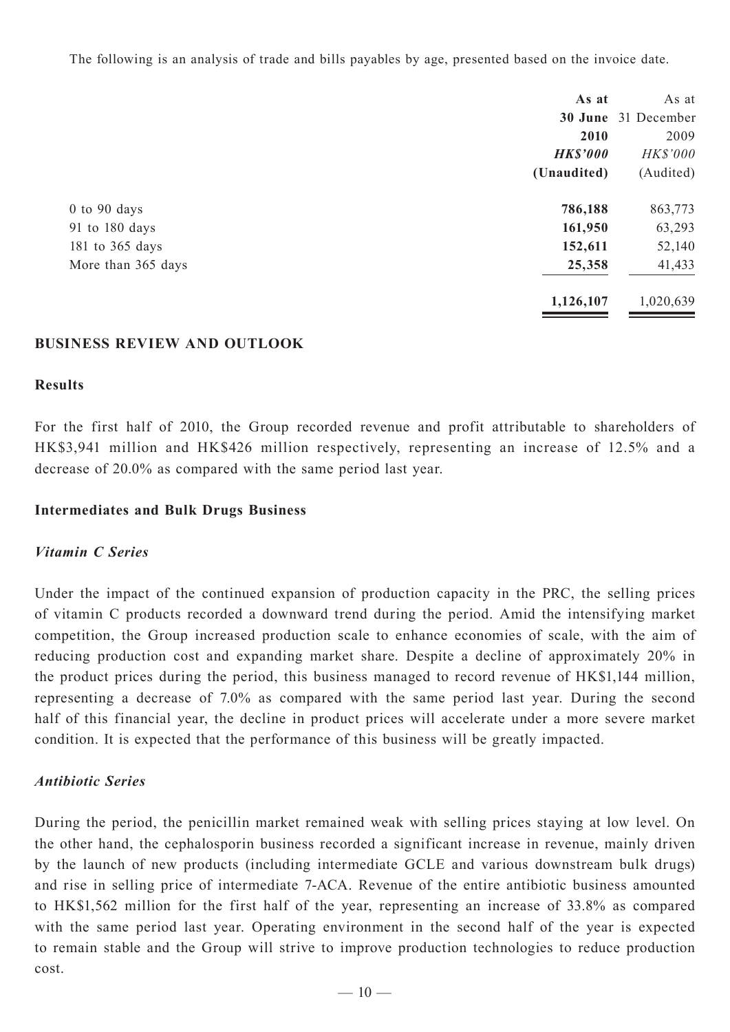The following is an analysis of trade and bills payables by age, presented based on the invoice date.

| | **As at 30 June 2010** | As at 31 December 2009 |
|---|---|---|
| | ***HK$'000*** | *HK$'000* |
| | **(Unaudited)** | (Audited) |
| 0 to 90 days | **786,188** | 863,773 |
| 91 to 180 days | **161,950** | 63,293 |
| 181 to 365 days | **152,611** | 52,140 |
| More than 365 days | **25,358** | 41,433 |
| | **1,126,107** | 1,020,639 |

## BUSINESS REVIEW AND OUTLOOK

### Results

For the first half of 2010, the Group recorded revenue and profit attributable to shareholders of HK$3,941 million and HK$426 million respectively, representing an increase of 12.5% and a decrease of 20.0% as compared with the same period last year.

### Intermediates and Bulk Drugs Business

#### *Vitamin C Series*

Under the impact of the continued expansion of production capacity in the PRC, the selling prices of vitamin C products recorded a downward trend during the period. Amid the intensifying market competition, the Group increased production scale to enhance economies of scale, with the aim of reducing production cost and expanding market share. Despite a decline of approximately 20% in the product prices during the period, this business managed to record revenue of HK$1,144 million, representing a decrease of 7.0% as compared with the same period last year. During the second half of this financial year, the decline in product prices will accelerate under a more severe market condition. It is expected that the performance of this business will be greatly impacted.

#### *Antibiotic Series*

During the period, the penicillin market remained weak with selling prices staying at low level. On the other hand, the cephalosporin business recorded a significant increase in revenue, mainly driven by the launch of new products (including intermediate GCLE and various downstream bulk drugs) and rise in selling price of intermediate 7-ACA. Revenue of the entire antibiotic business amounted to HK$1,562 million for the first half of the year, representing an increase of 33.8% as compared with the same period last year. Operating environment in the second half of the year is expected to remain stable and the Group will strive to improve production technologies to reduce production cost.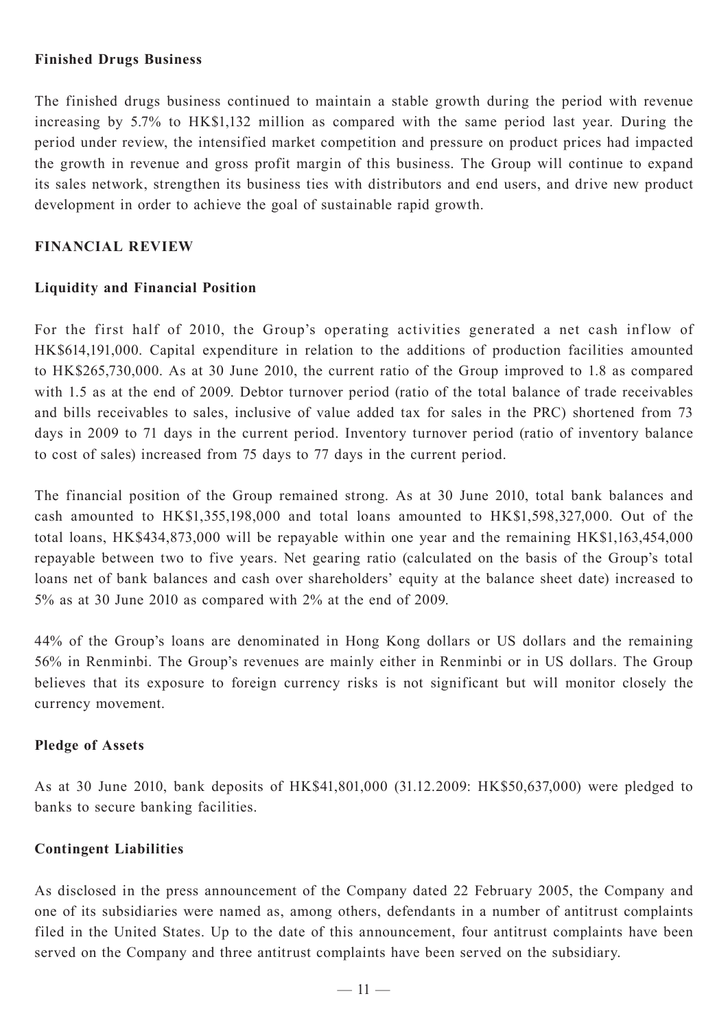### Finished Drugs Business

The finished drugs business continued to maintain a stable growth during the period with revenue increasing by 5.7% to HK$1,132 million as compared with the same period last year. During the period under review, the intensified market competition and pressure on product prices had impacted the growth in revenue and gross profit margin of this business. The Group will continue to expand its sales network, strengthen its business ties with distributors and end users, and drive new product development in order to achieve the goal of sustainable rapid growth.

## FINANCIAL REVIEW

### Liquidity and Financial Position

For the first half of 2010, the Group's operating activities generated a net cash inflow of HK$614,191,000. Capital expenditure in relation to the additions of production facilities amounted to HK$265,730,000. As at 30 June 2010, the current ratio of the Group improved to 1.8 as compared with 1.5 as at the end of 2009. Debtor turnover period (ratio of the total balance of trade receivables and bills receivables to sales, inclusive of value added tax for sales in the PRC) shortened from 73 days in 2009 to 71 days in the current period. Inventory turnover period (ratio of inventory balance to cost of sales) increased from 75 days to 77 days in the current period.

The financial position of the Group remained strong. As at 30 June 2010, total bank balances and cash amounted to HK$1,355,198,000 and total loans amounted to HK$1,598,327,000. Out of the total loans, HK$434,873,000 will be repayable within one year and the remaining HK$1,163,454,000 repayable between two to five years. Net gearing ratio (calculated on the basis of the Group's total loans net of bank balances and cash over shareholders' equity at the balance sheet date) increased to 5% as at 30 June 2010 as compared with 2% at the end of 2009.

44% of the Group's loans are denominated in Hong Kong dollars or US dollars and the remaining 56% in Renminbi. The Group's revenues are mainly either in Renminbi or in US dollars. The Group believes that its exposure to foreign currency risks is not significant but will monitor closely the currency movement.

### Pledge of Assets

As at 30 June 2010, bank deposits of HK$41,801,000 (31.12.2009: HK$50,637,000) were pledged to banks to secure banking facilities.

### Contingent Liabilities

As disclosed in the press announcement of the Company dated 22 February 2005, the Company and one of its subsidiaries were named as, among others, defendants in a number of antitrust complaints filed in the United States. Up to the date of this announcement, four antitrust complaints have been served on the Company and three antitrust complaints have been served on the subsidiary.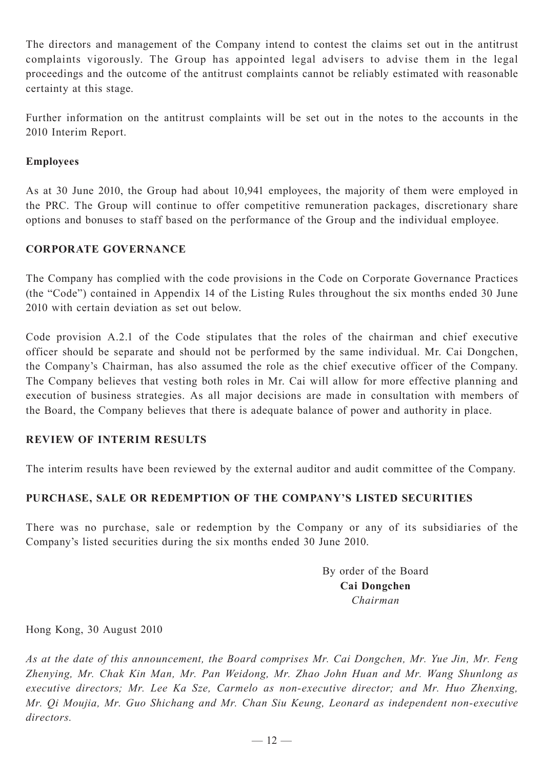The directors and management of the Company intend to contest the claims set out in the antitrust complaints vigorously. The Group has appointed legal advisers to advise them in the legal proceedings and the outcome of the antitrust complaints cannot be reliably estimated with reasonable certainty at this stage.

Further information on the antitrust complaints will be set out in the notes to the accounts in the 2010 Interim Report.

### Employees

As at 30 June 2010, the Group had about 10,941 employees, the majority of them were employed in the PRC. The Group will continue to offer competitive remuneration packages, discretionary share options and bonuses to staff based on the performance of the Group and the individual employee.

## CORPORATE GOVERNANCE

The Company has complied with the code provisions in the Code on Corporate Governance Practices (the "Code") contained in Appendix 14 of the Listing Rules throughout the six months ended 30 June 2010 with certain deviation as set out below.

Code provision A.2.1 of the Code stipulates that the roles of the chairman and chief executive officer should be separate and should not be performed by the same individual. Mr. Cai Dongchen, the Company's Chairman, has also assumed the role as the chief executive officer of the Company. The Company believes that vesting both roles in Mr. Cai will allow for more effective planning and execution of business strategies. As all major decisions are made in consultation with members of the Board, the Company believes that there is adequate balance of power and authority in place.

## REVIEW OF INTERIM RESULTS

The interim results have been reviewed by the external auditor and audit committee of the Company.

## PURCHASE, SALE OR REDEMPTION OF THE COMPANY'S LISTED SECURITIES

There was no purchase, sale or redemption by the Company or any of its subsidiaries of the Company's listed securities during the six months ended 30 June 2010.

By order of the Board
**Cai Dongchen**
*Chairman*

Hong Kong, 30 August 2010

*As at the date of this announcement, the Board comprises Mr. Cai Dongchen, Mr. Yue Jin, Mr. Feng Zhenying, Mr. Chak Kin Man, Mr. Pan Weidong, Mr. Zhao John Huan and Mr. Wang Shunlong as executive directors; Mr. Lee Ka Sze, Carmelo as non-executive director; and Mr. Huo Zhenxing, Mr. Qi Moujia, Mr. Guo Shichang and Mr. Chan Siu Keung, Leonard as independent non-executive directors.*